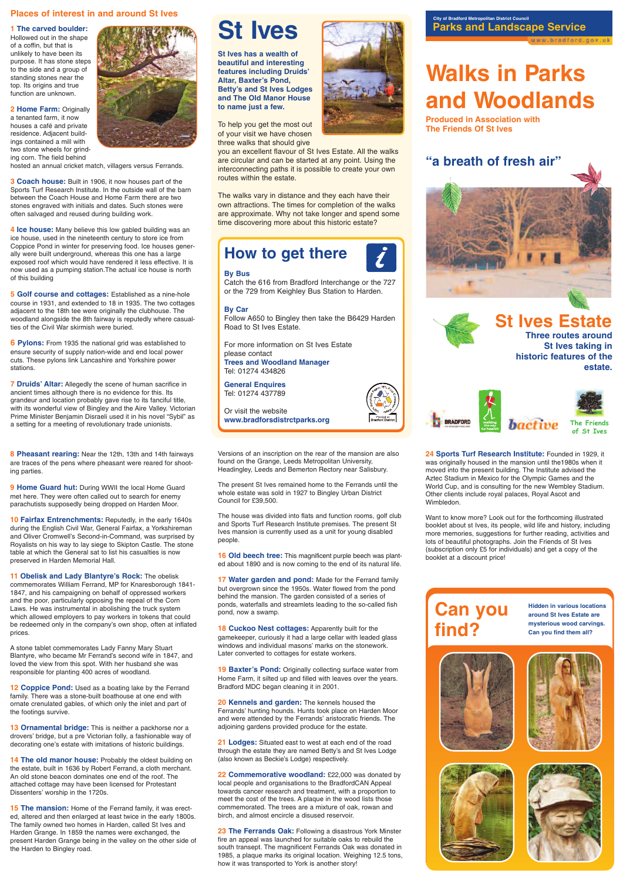## Places of interest in and around St Ives

**1 The carved boulder:** Hollowed out in the shape of a coffin, but that is unlikely to have been its purpose. It has stone steps to the side and a group of standing stones near the top. Its origins and true function are unknown.

**2 Home Farm:** Originally a tenanted farm, it now houses a café and private residence. Adjacent buildings contained a mill with two stone wheels for grinding corn. The field behind hosted an annual cricket match, villagers versus Ferrands.

**3 Coach house:** Built in 1906, it now houses part of the Sports Turf Research Institute. In the outside wall of the barn between the Coach House and Home Farm there are two stones engraved with initials and dates. Such stones were often salvaged and reused during building work.

**4 Ice house:** Many believe this low gabled building was an ice house, used in the nineteenth century to store ice from Coppice Pond in winter for preserving food. Ice houses generally were built underground, whereas this one has a large exposed roof which would have rendered it less effective. It is now used as a pumping station.The actual ice house is north of this building

**5 Golf course and cottages:** Established as a nine-hole course in 1931, and extended to 18 in 1935. The two cottages adjacent to the 18th tee were originally the clubhouse. The woodland alongside the 8th fairway is reputedly where casualties of the Civil War skirmish were buried.

**6 Pylons:** From 1935 the national grid was established to ensure security of supply nation-wide and end local power cuts. These pylons link Lancashire and Yorkshire power stations.

**7 Druids' Altar:** Allegedly the scene of human sacrifice in ancient times although there is no evidence for this. Its grandeur and location probably gave rise to its fanciful title, with its wonderful view of Bingley and the Aire Valley. Victorian Prime Minister Benjamin Disraeli used it in his novel "Sybil" as a setting for a meeting of revolutionary trade unionists.

# St Ives

**St Ives has a wealth of beautiful and interesting features including Druids' Altar, Baxter's Pond, Betty's and St Ives Lodges and The Old Manor House to name just a few.**

To help you get the most out of your visit we have chosen three walks that should give you an excellent flavour of St Ives Estate. All the walks are circular and can be started at any point. Using the interconnecting paths it is possible to create your own routes within the estate.

The walks vary in distance and they each have their own attractions. The times for completion of the walks are approximate. Why not take longer and spend some time discovering more about this historic estate?

## How to get there

**By Bus**
Catch the 616 from Bradford Interchange or the 727 or the 729 from Keighley Bus Station to Harden.

**By Car**
Follow A650 to Bingley then take the B6429 Harden Road to St Ives Estate.

For more information on St Ives Estate please contact
**Trees and Woodland Manager**
Tel: 01274 434826

**General Enquires**
Tel: 01274 437789

Or visit the website
**www.bradfordsdistrctparks.org**

City of Bradford Metropolitan District Council
**Parks and Landscape Service**
www.bradford.gov.uk

# Walks in Parks and Woodlands

**Produced in Association with The Friends Of St Ives**

## "a breath of fresh air"

## St Ives Estate

**Three routes around St Ives taking in historic features of the estate.**

BRADFORD · walking the way to health · bactive · The Friends of St Ives

**8 Pheasant rearing:** Near the 12th, 13th and 14th fairways are traces of the pens where pheasant were reared for shooting parties.

**9 Home Guard hut:** During WWII the local Home Guard met here. They were often called out to search for enemy parachutists supposedly being dropped on Harden Moor.

**10 Fairfax Entrenchments:** Reputedly, in the early 1640s during the English Civil War, General Fairfax, a Yorkshireman and Oliver Cromwell's Second-in-Command, was surprised by Royalists on his way to lay siege to Skipton Castle. The stone table at which the General sat to list his casualties is now preserved in Harden Memorial Hall.

**11 Obelisk and Lady Blantyre's Rock:** The obelisk commemorates William Ferrand, MP for Knaresborough 1841-1847, and his campaigning on behalf of oppressed workers and the poor, particularly opposing the repeal of the Corn Laws. He was instrumental in abolishing the truck system which allowed employers to pay workers in tokens that could be redeemed only in the company's own shop, often at inflated prices.

A stone tablet commemorates Lady Fanny Mary Stuart Blantyre, who became Mr Ferrand's second wife in 1847, and loved the view from this spot. With her husband she was responsible for planting 400 acres of woodland.

**12 Coppice Pond:** Used as a boating lake by the Ferrand family. There was a stone-built boathouse at one end with ornate crenulated gables, of which only the inlet and part of the footings survive.

**13 Ornamental bridge:** This is neither a packhorse nor a drovers' bridge, but a pre Victorian folly, a fashionable way of decorating one's estate with imitations of historic buildings.

**14 The old manor house:** Probably the oldest building on the estate, built in 1636 by Robert Ferrand, a cloth merchant. An old stone beacon dominates one end of the roof. The attached cottage may have been licensed for Protestant Dissenters' worship in the 1720s.

**15 The mansion:** Home of the Ferrand family, it was erected, altered and then enlarged at least twice in the early 1800s. The family owned two homes in Harden, called St Ives and Harden Grange. In 1859 the names were exchanged, the present Harden Grange being in the valley on the other side of the Harden to Bingley road.

Versions of an inscription on the rear of the mansion are also found on the Grange, Leeds Metropolitan University, Headingley, Leeds and Bemerton Rectory near Salisbury.

The present St Ives remained home to the Ferrands until the whole estate was sold in 1927 to Bingley Urban District Council for £39,500.

The house was divided into flats and function rooms, golf club and Sports Turf Research Institute premises. The present St Ives mansion is currently used as a unit for young disabled people.

**16 Old beech tree:** This magnificent purple beech was planted about 1890 and is now coming to the end of its natural life.

**17 Water garden and pond:** Made for the Ferrand family but overgrown since the 1950s. Water flowed from the pond behind the mansion. The garden consisted of a series of ponds, waterfalls and streamlets leading to the so-called fish pond, now a swamp.

**18 Cuckoo Nest cottages:** Apparently built for the gamekeeper, curiously it had a large cellar with leaded glass windows and individual masons' marks on the stonework. Later converted to cottages for estate workers.

**19 Baxter's Pond:** Originally collecting surface water from Home Farm, it silted up and filled with leaves over the years. Bradford MDC began cleaning it in 2001.

**20 Kennels and garden:** The kennels housed the Ferrands' hunting hounds. Hunts took place on Harden Moor and were attended by the Ferrands' aristocratic friends. The adjoining gardens provided produce for the estate.

**21 Lodges:** Situated east to west at each end of the road through the estate they are named Betty's and St Ives Lodge (also known as Beckie's Lodge) respectively.

**22 Commemorative woodland:** £22,000 was donated by local people and organisations to the BradfordCAN Appeal towards cancer research and treatment, with a proportion to meet the cost of the trees. A plaque in the wood lists those commemorated. The trees are a mixture of oak, rowan and birch, and almost encircle a disused reservoir.

**23 The Ferrands Oak:** Following a disastrous York Minster fire an appeal was launched for suitable oaks to rebuild the south transept. The magnificent Ferrands Oak was donated in 1985, a plaque marks its original location. Weighing 12.5 tons, how it was transported to York is another story!

**24 Sports Turf Research Institute:** Founded in 1929, it was originally housed in the mansion until the1980s when it moved into the present building. The Institute advised the Aztec Stadium in Mexico for the Olympic Games and the World Cup, and is consulting for the new Wembley Stadium. Other clients include royal palaces, Royal Ascot and Wimbledon.

Want to know more? Look out for the forthcoming illustrated booklet about st Ives, its people, wild life and history, including more memories, suggestions for further reading, activities and lots of beautiful photographs. Join the Friends of St Ives (subscription only £5 for individuals) and get a copy of the booklet at a discount price!

## Can you find?

**Hidden in various locations around St Ives Estate are mysterious wood carvings. Can you find them all?**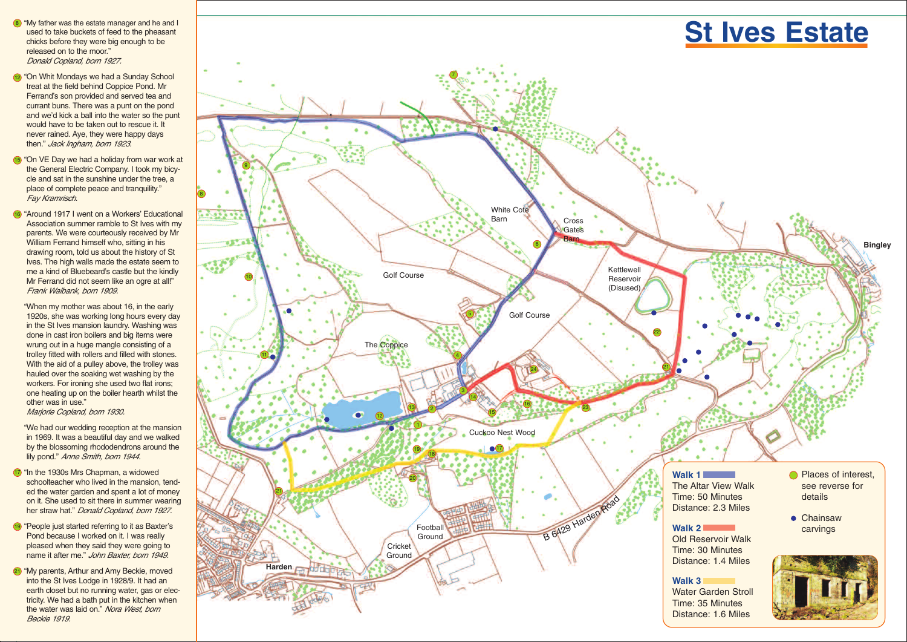# St Ives Estate

8 "My father was the estate manager and he and I used to take buckets of feed to the pheasant chicks before they were big enough to be released on to the moor."
*Donald Copland, born 1927.*

12 "On Whit Mondays we had a Sunday School treat at the field behind Coppice Pond. Mr Ferrand's son provided and served tea and currant buns. There was a punt on the pond and we'd kick a ball into the water so the punt would have to be taken out to rescue it. It never rained. Aye, they were happy days then." *Jack Ingham, born 1923.*

15 "On VE Day we had a holiday from war work at the General Electric Company. I took my bicycle and sat in the sunshine under the tree, a place of complete peace and tranquility."
*Fay Kramrisch.*

16 "Around 1917 I went on a Workers' Educational Association summer ramble to St Ives with my parents. We were courteously received by Mr William Ferrand himself who, sitting in his drawing room, told us about the history of St Ives. The high walls made the estate seem to me a kind of Bluebeard's castle but the kindly Mr Ferrand did not seem like an ogre at all!"
*Frank Walbank, born 1909.*

"When my mother was about 16, in the early 1920s, she was working long hours every day in the St Ives mansion laundry. Washing was done in cast iron boilers and big items were wrung out in a huge mangle consisting of a trolley fitted with rollers and filled with stones. With the aid of a pulley above, the trolley was hauled over the soaking wet washing by the workers. For ironing she used two flat irons; one heating up on the boiler hearth whilst the other was in use."
*Marjorie Copland, born 1930.*

"We had our wedding reception at the mansion in 1969. It was a beautiful day and we walked by the blossoming rhododendrons around the lily pond." *Anne Smith, born 1944.*

17 "In the 1930s Mrs Chapman, a widowed schoolteacher who lived in the mansion, tended the water garden and spent a lot of money on it. She used to sit there in summer wearing her straw hat." *Donald Copland, born 1927.*

19 "People just started referring to it as Baxter's Pond because I worked on it. I was really pleased when they said they were going to name it after me." *John Baxter, born 1949.*

21 "My parents, Arthur and Amy Beckie, moved into the St Ives Lodge in 1928/9. It had an earth closet but no running water, gas or electricity. We had a bath put in the kitchen when the water was laid on." *Nora West, born Beckie 1919.*

White Cote Barn
Cross Gates Barn
Bingley
Kettlewell Reservoir (Disused)
Golf Course
Golf Course
The Coppice
Cuckoo Nest Wood
B 6429 Harden Road
Football Ground
Cricket Ground
Harden

**Walk 1**
The Altar View Walk
Time: 50 Minutes
Distance: 2.3 Miles

**Walk 2**
Old Reservoir Walk
Time: 30 Minutes
Distance: 1.4 Miles

**Walk 3**
Water Garden Stroll
Time: 35 Minutes
Distance: 1.6 Miles

Places of interest, see reverse for details

Chainsaw carvings